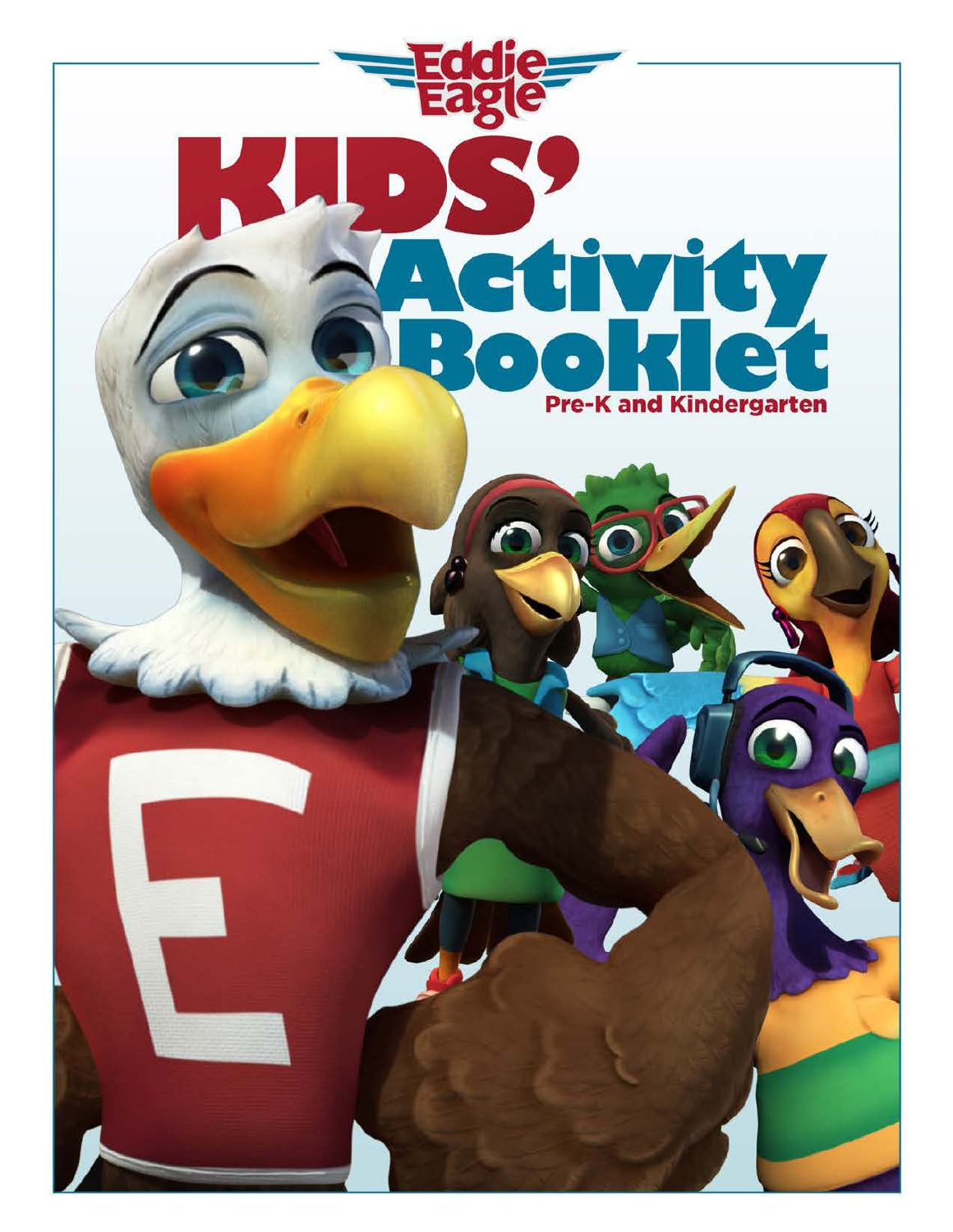# Eddie Eagle

# KIDS' Activity Booklet

## Pre-K and Kindergarten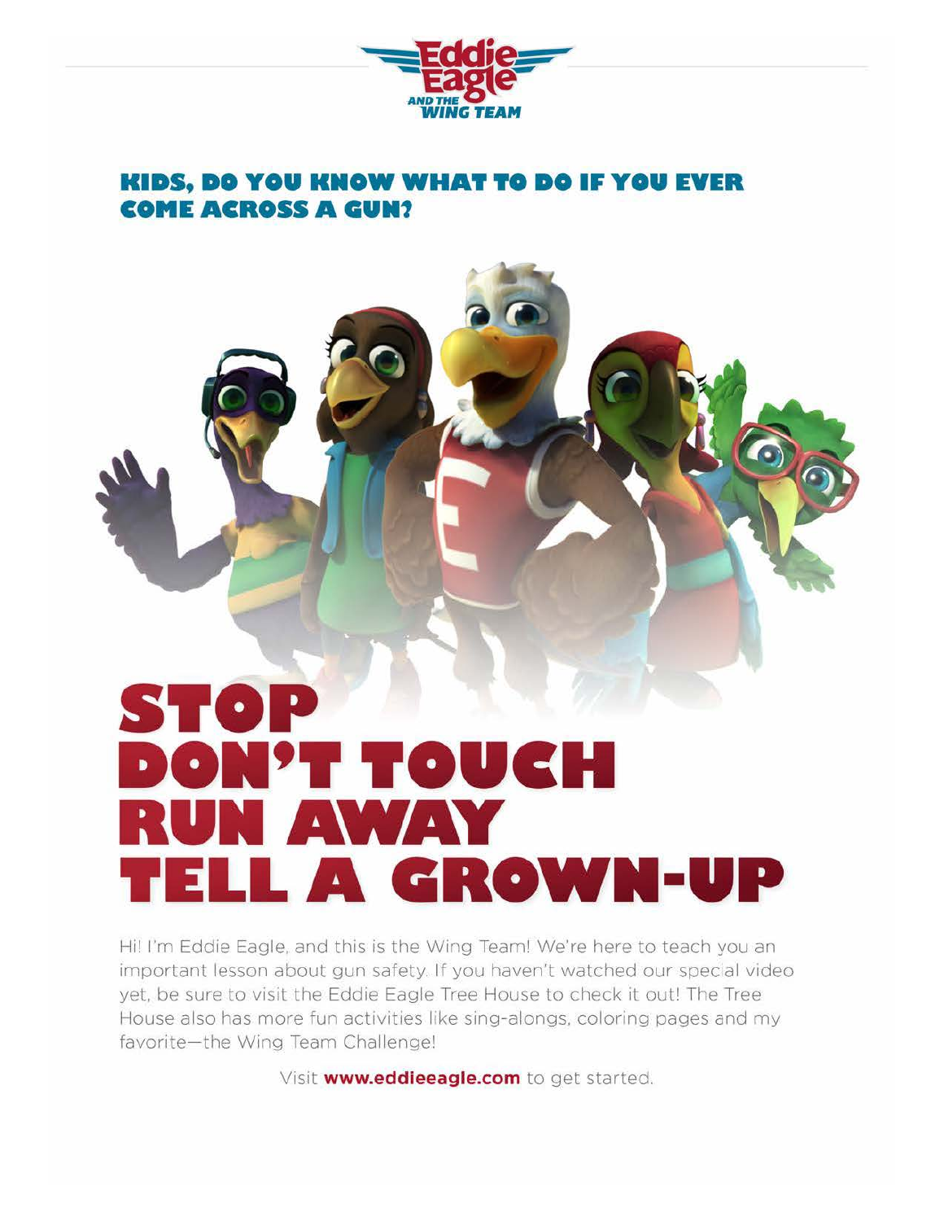Eddie Eagle AND THE WING TEAM

## KIDS, DO YOU KNOW WHAT TO DO IF YOU EVER COME ACROSS A GUN?

# STOP
# DON'T TOUCH
# RUN AWAY
# TELL A GROWN-UP

Hi! I'm Eddie Eagle, and this is the Wing Team! We're here to teach you an important lesson about gun safety. If you haven't watched our special video yet, be sure to visit the Eddie Eagle Tree House to check it out! The Tree House also has more fun activities like sing-alongs, coloring pages and my favorite—the Wing Team Challenge!

Visit **www.eddieeagle.com** to get started.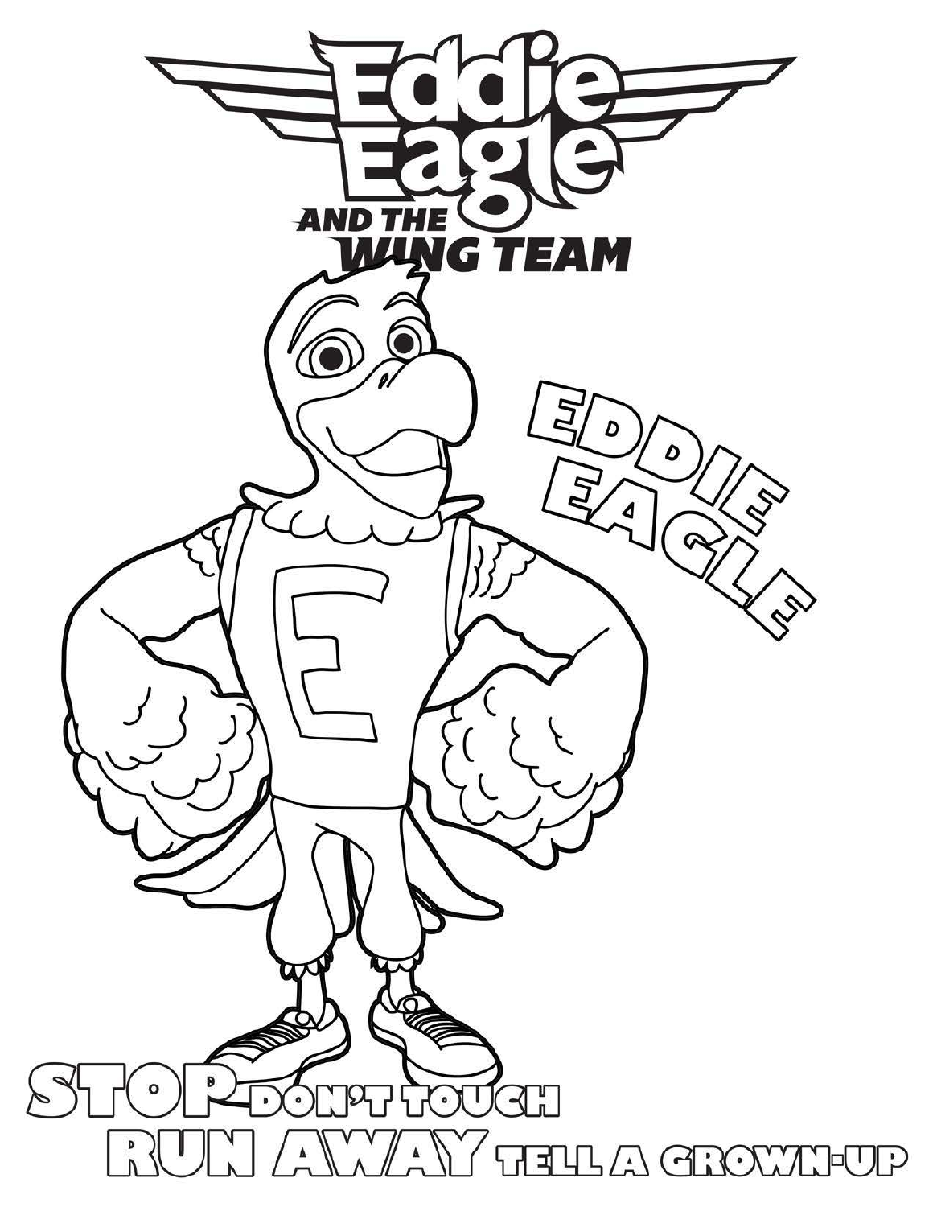# Eddie Eagle AND THE WING TEAM

EDDIE EAGLE

STOP DON'T TOUCH
RUN AWAY TELL A GROWN-UP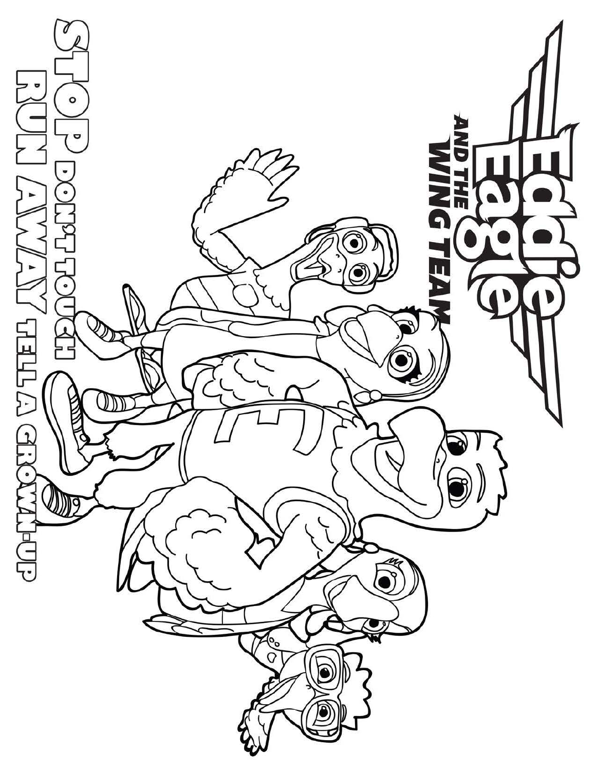# Eddie Eagle AND THE WING TEAM

**STOP** DON'T TOUCH

**RUN AWAY** TELL A GROWN-UP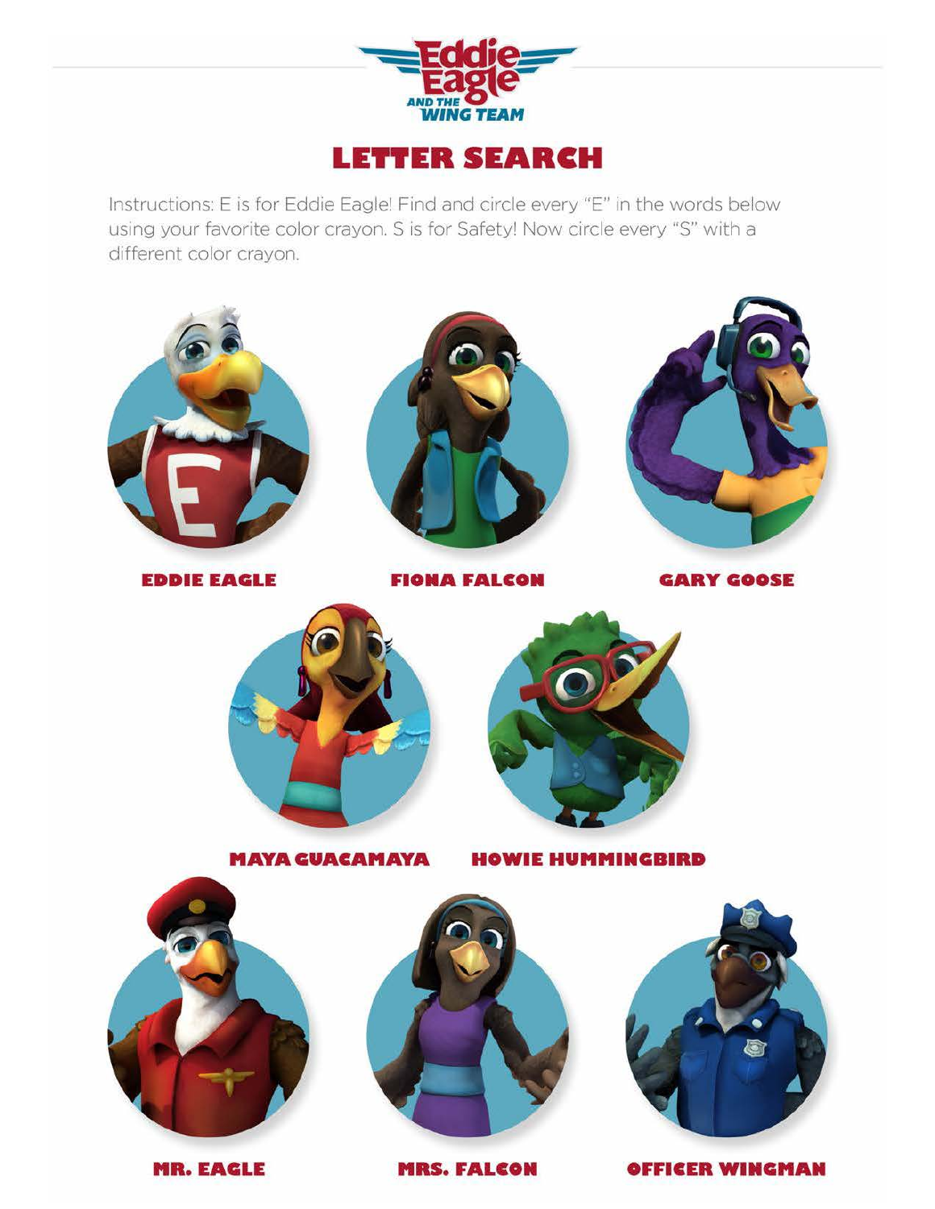Eddie Eagle AND THE WING TEAM

# LETTER SEARCH

Instructions: E is for Eddie Eagle! Find and circle every "E" in the words below using your favorite color crayon. S is for Safety! Now circle every "S" with a different color crayon.

**EDDIE EAGLE**

**FIONA FALCON**

**GARY GOOSE**

**MAYA GUACAMAYA**

**HOWIE HUMMINGBIRD**

**MR. EAGLE**

**MRS. FALCON**

**OFFICER WINGMAN**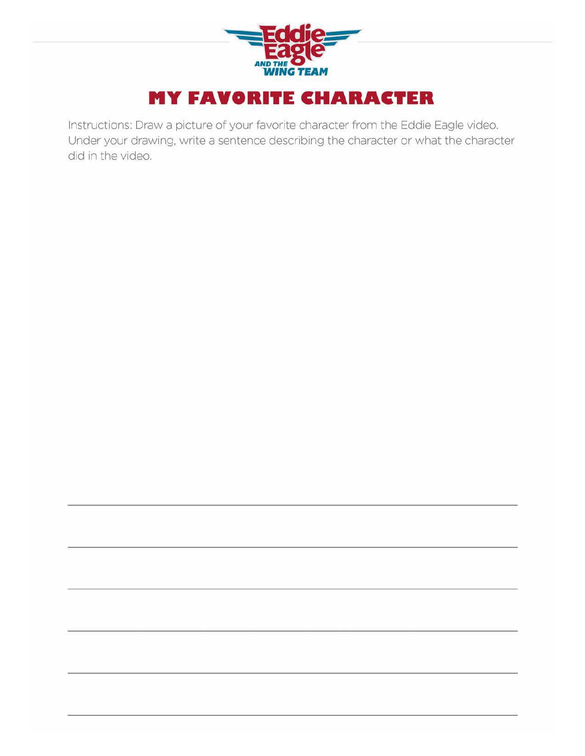Eddie Eagle AND THE WING TEAM

# MY FAVORITE CHARACTER

Instructions: Draw a picture of your favorite character from the Eddie Eagle video. Under your drawing, write a sentence describing the character or what the character did in the video.

______________________________________________________________________

______________________________________________________________________

______________________________________________________________________

______________________________________________________________________

______________________________________________________________________

______________________________________________________________________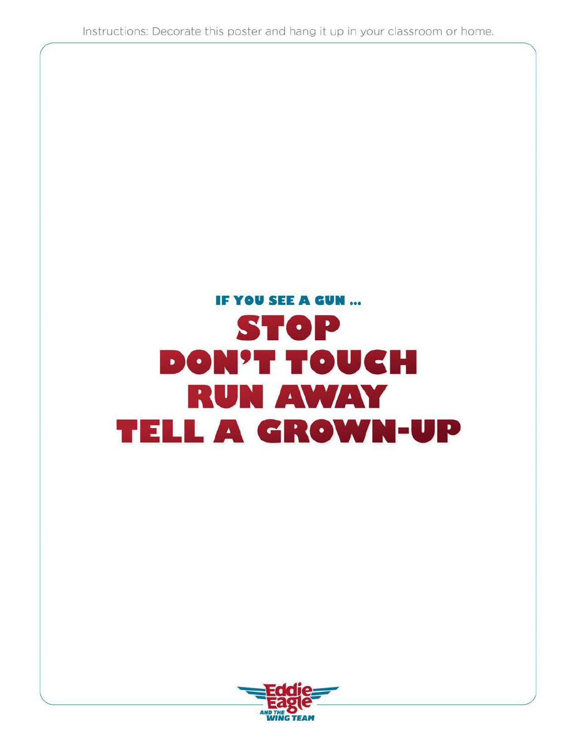Instructions: Decorate this poster and hang it up in your classroom or home.

### IF YOU SEE A GUN ...

# STOP
# DON'T TOUCH
# RUN AWAY
# TELL A GROWN-UP

Eddie Eagle AND THE WING TEAM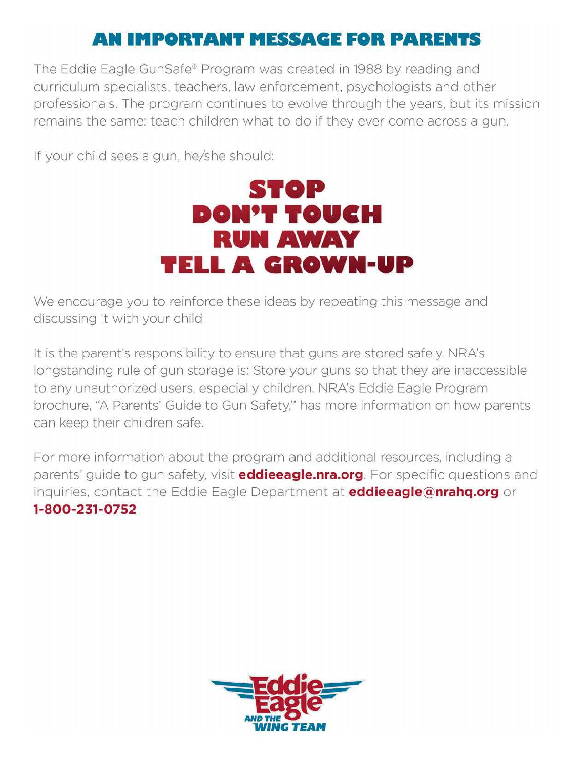# AN IMPORTANT MESSAGE FOR PARENTS

The Eddie Eagle GunSafe® Program was created in 1988 by reading and curriculum specialists, teachers, law enforcement, psychologists and other professionals. The program continues to evolve through the years, but its mission remains the same: teach children what to do if they ever come across a gun.

If your child sees a gun, he/she should:

**STOP**
**DON'T TOUCH**
**RUN AWAY**
**TELL A GROWN-UP**

We encourage you to reinforce these ideas by repeating this message and discussing it with your child.

It is the parent's responsibility to ensure that guns are stored safely. NRA's longstanding rule of gun storage is: Store your guns so that they are inaccessible to any unauthorized users, especially children. NRA's Eddie Eagle Program brochure, "A Parents' Guide to Gun Safety," has more information on how parents can keep their children safe.

For more information about the program and additional resources, including a parents' guide to gun safety, visit **eddieeagle.nra.org**. For specific questions and inquiries, contact the Eddie Eagle Department at **eddieeagle@nrahq.org** or **1-800-231-0752**.

Eddie Eagle AND THE WING TEAM